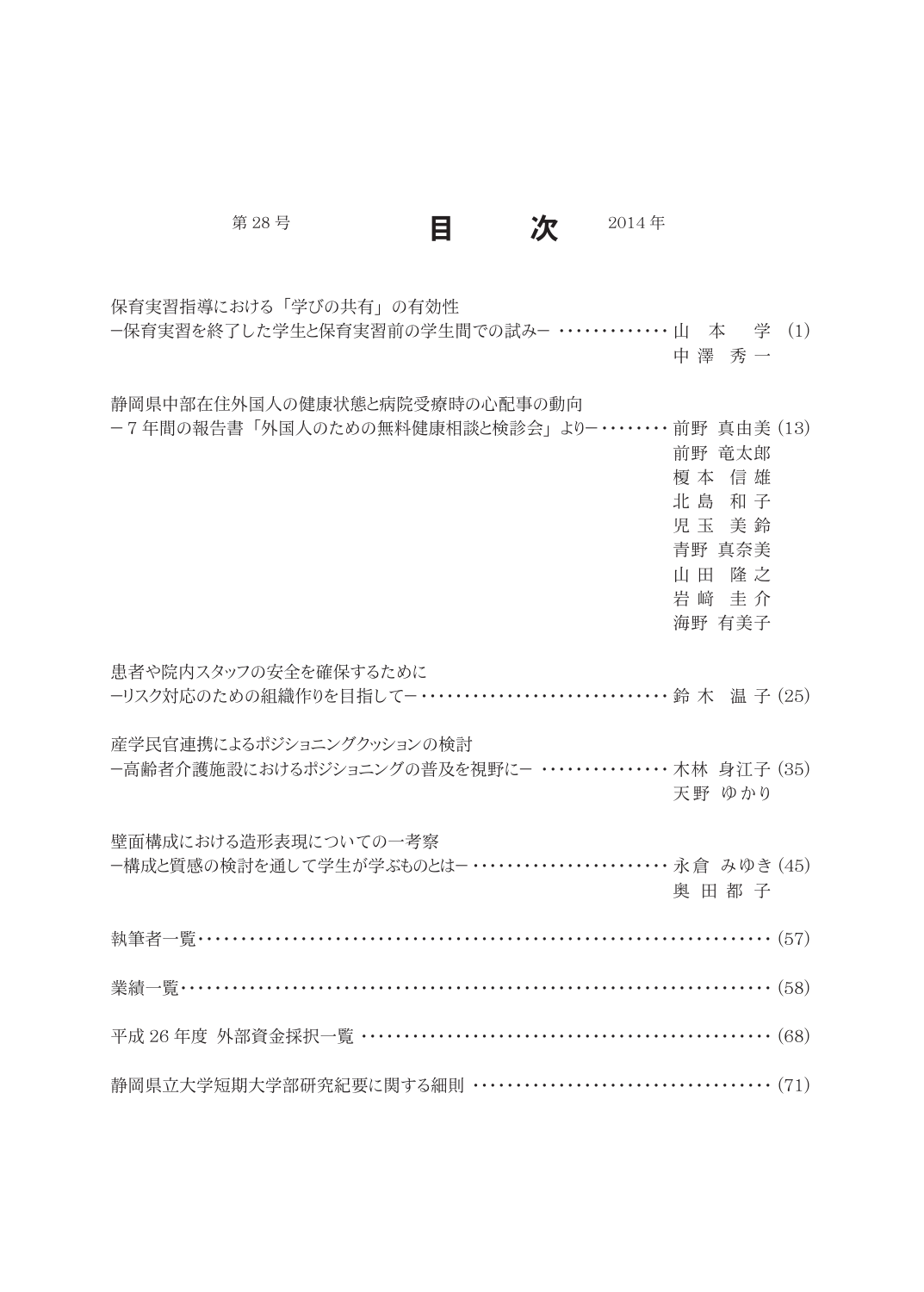第 28 号　　　　　　　　　　**目　　次**　　　　　　　　　　2014 年

保育実習指導における「学びの共有」の有効性
ー保育実習を終了した学生と保育実習前の学生間での試みー ‥‥‥‥‥‥‥‥‥‥‥‥‥‥ 山　本　　学 (1)
中 澤　秀 一

静岡県中部在住外国人の健康状態と病院受療時の心配事の動向
ー 7 年間の報告書「外国人のための無料健康相談と検診会」よりー‥‥‥‥‥‥‥‥‥ 前野 真由美 (13)
前野 竜太郎
榎 本　信 雄
北 島　和 子
児 玉　美 鈴
青野 真奈美
山 田　隆 之
岩 崎　圭 介
海野 有美子

患者や院内スタッフの安全を確保するために
ーリスク対応のための組織作りを目指してー‥‥‥‥‥‥‥‥‥‥‥‥‥‥‥‥‥‥‥‥‥‥‥‥‥‥‥‥‥‥‥‥ 鈴 木　温 子 (25)

産学民官連携によるポジショニングクッションの検討
ー高齢者介護施設におけるポジショニングの普及を視野にー ‥‥‥‥‥‥‥‥‥‥‥‥‥‥‥‥‥ 木林 身江子 (35)
天野 ゆかり

壁面構成における造形表現についての一考察
ー構成と質感の検討を通して学生が学ぶものとはー‥‥‥‥‥‥‥‥‥‥‥‥‥‥‥‥‥‥‥‥‥‥‥‥ 永倉 みゆき (45)
奥 田 都 子

執筆者一覧‥‥‥‥‥‥‥‥‥‥‥‥‥‥‥‥‥‥‥‥‥‥‥‥‥‥‥‥‥‥‥‥‥‥‥‥‥‥‥‥‥‥‥‥‥‥‥‥‥‥‥‥‥‥ (57)

業績一覧‥‥‥‥‥‥‥‥‥‥‥‥‥‥‥‥‥‥‥‥‥‥‥‥‥‥‥‥‥‥‥‥‥‥‥‥‥‥‥‥‥‥‥‥‥‥‥‥‥‥‥‥‥‥‥ (58)

平成 26 年度 外部資金採択一覧 ‥‥‥‥‥‥‥‥‥‥‥‥‥‥‥‥‥‥‥‥‥‥‥‥‥‥‥‥‥‥‥‥‥‥‥‥‥‥‥ (68)

静岡県立大学短期大学部研究紀要に関する細則 ‥‥‥‥‥‥‥‥‥‥‥‥‥‥‥‥‥‥‥‥‥‥‥‥‥‥‥‥ (71)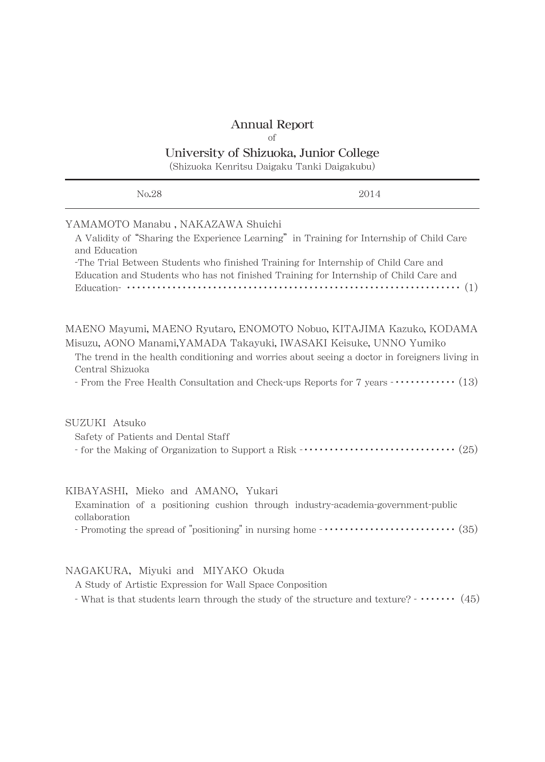# Annual Report

of

## University of Shizuoka, Junior College

(Shizuoka Kenritsu Daigaku Tanki Daigakubu)

---

No.28 2014

---

YAMAMOTO Manabu , NAKAZAWA Shuichi

A Validity of "Sharing the Experience Learning" in Training for Internship of Child Care and Education
-The Trial Between Students who finished Training for Internship of Child Care and Education and Students who has not finished Training for Internship of Child Care and Education- ･･････････････････････････････････････････････････････････････････ (1)

MAENO Mayumi, MAENO Ryutaro, ENOMOTO Nobuo, KITAJIMA Kazuko, KODAMA Misuzu, AONO Manami,YAMADA Takayuki, IWASAKI Keisuke, UNNO Yumiko

The trend in the health conditioning and worries about seeing a doctor in foreigners living in Central Shizuoka
- From the Free Health Consultation and Check-ups Reports for 7 years -･･････････････ (13)

SUZUKI Atsuko

Safety of Patients and Dental Staff
- for the Making of Organization to Support a Risk -････････････････････････････････ (25)

KIBAYASHI, Mieko and AMANO, Yukari

Examination of a positioning cushion through industry-academia-government-public collaboration
- Promoting the spread of "positioning" in nursing home -････････････････････････････ (35)

NAGAKURA, Miyuki and MIYAKO Okuda

A Study of Artistic Expression for Wall Space Conposition
- What is that students learn through the study of the structure and texture? - ･･･････ (45)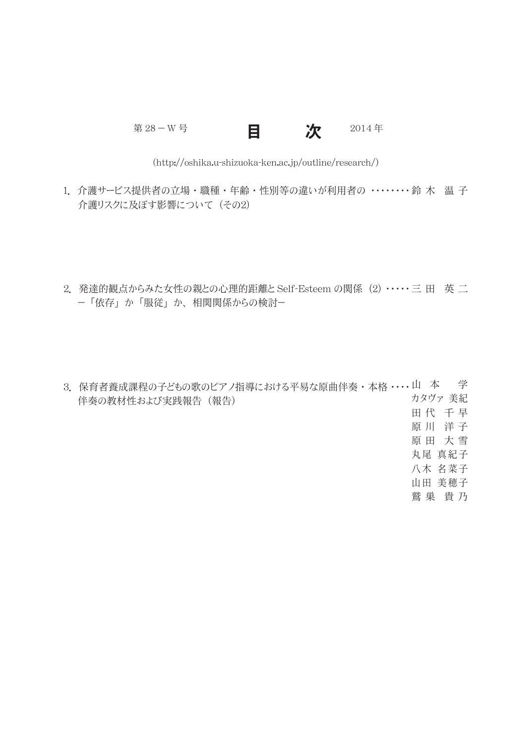第 28 − W 号　　　　**目　次**　　　　2014 年

(http://oshika.u-shizuoka-ken.ac.jp/outline/research/)

1. 介護サービス提供者の立場・職種・年齢・性別等の違いが利用者の介護リスクに及ぼす影響について（その2）　········ 鈴 木　温 子

2. 発達的観点からみた女性の親との心理的距離と Self-Esteem の関係（2）－「依存」か「服従」か、相関関係からの検討－　····· 三 田　英 二

3. 保育者養成課程の子どもの歌のピアノ指導における平易な原曲伴奏・本格伴奏の教材性および実践報告（報告）　···· 山 本　学
カタヴァ 美紀
田 代　千 早
原 川　洋 子
原 田　大 雪
丸尾 真紀子
八木 名菜子
山田 美穂子
鷲 巣　貴 乃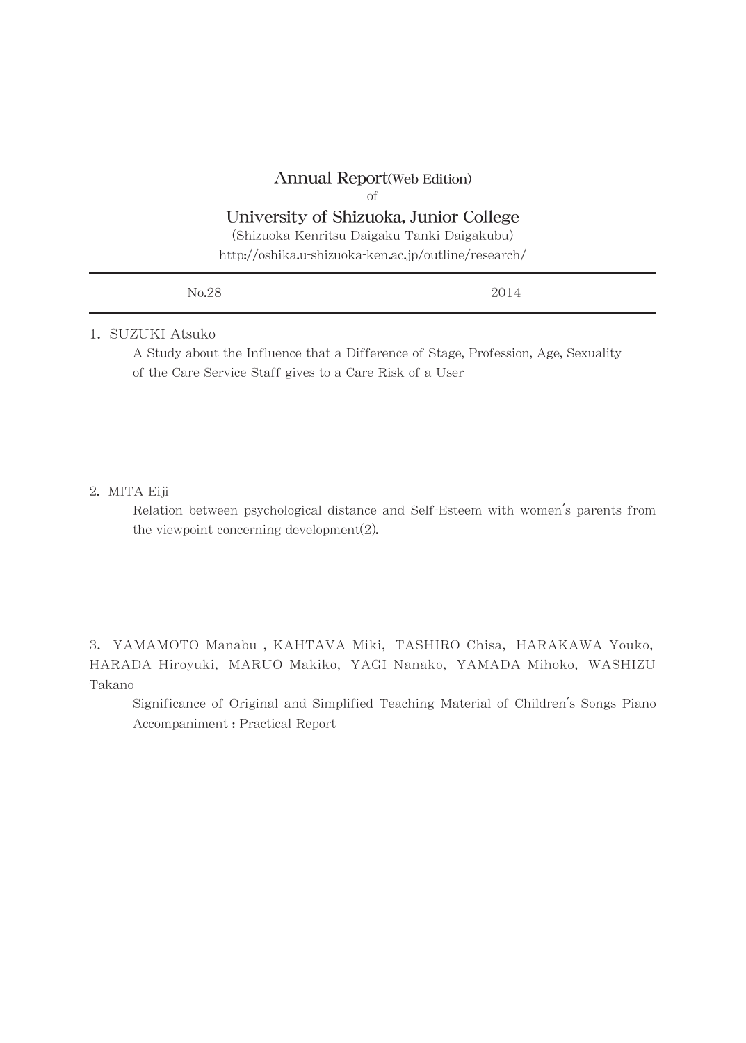# Annual Report(Web Edition)

of

## University of Shizuoka, Junior College

(Shizuoka Kenritsu Daigaku Tanki Daigakubu)

http://oshika.u-shizuoka-ken.ac.jp/outline/research/

| No.28 | 2014 |
|---|---|

1. SUZUKI Atsuko

   A Study about the Influence that a Difference of Stage, Profession, Age, Sexuality of the Care Service Staff gives to a Care Risk of a User

2. MITA Eiji

   Relation between psychological distance and Self-Esteem with women′s parents from the viewpoint concerning development(2).

3. YAMAMOTO Manabu , KAHTAVA Miki, TASHIRO Chisa, HARAKAWA Youko, HARADA Hiroyuki, MARUO Makiko, YAGI Nanako, YAMADA Mihoko, WASHIZU Takano

   Significance of Original and Simplified Teaching Material of Children′s Songs Piano Accompaniment : Practical Report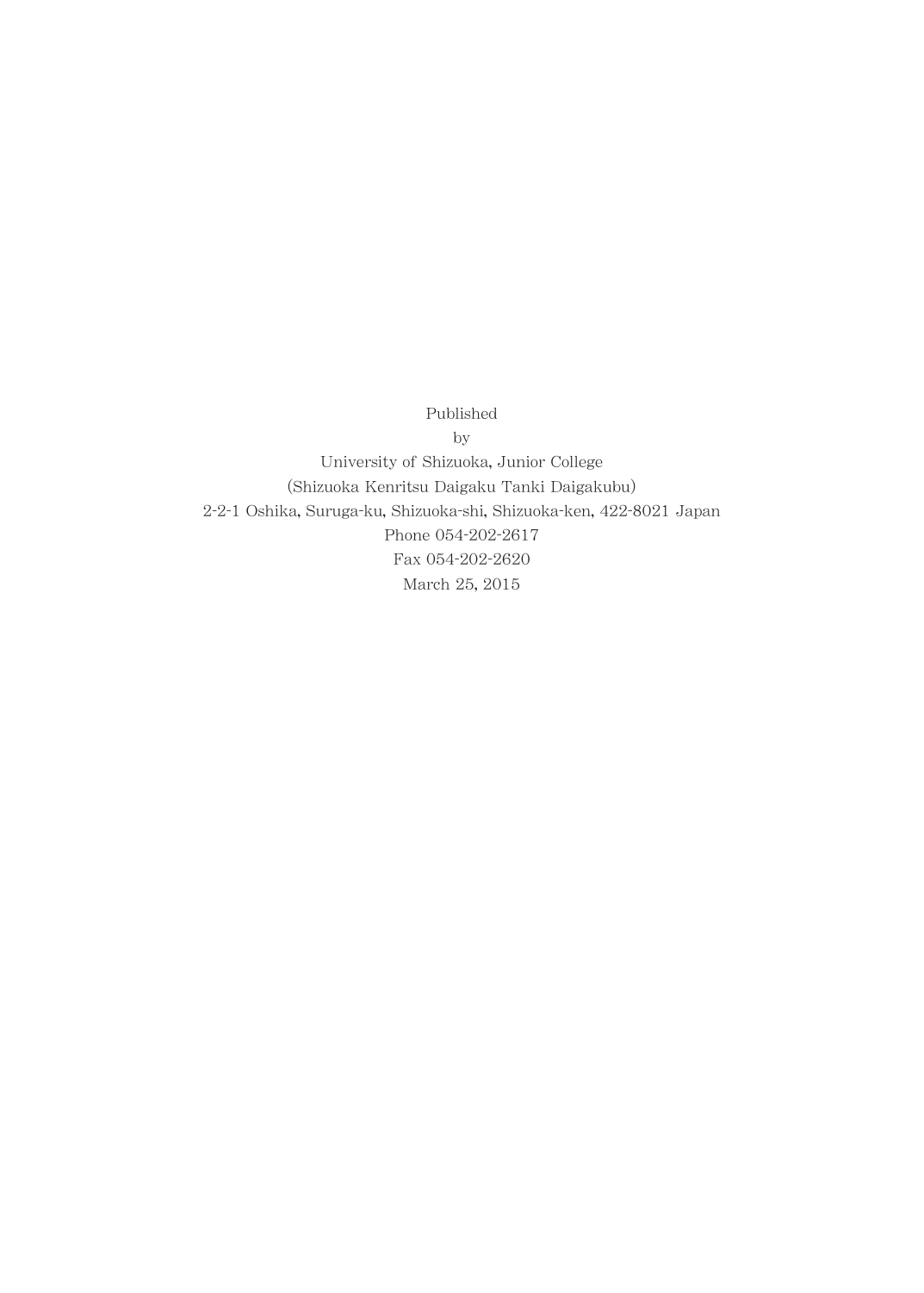Published

by

University of Shizuoka, Junior College

(Shizuoka Kenritsu Daigaku Tanki Daigakubu)

2-2-1 Oshika, Suruga-ku, Shizuoka-shi, Shizuoka-ken, 422-8021 Japan

Phone 054-202-2617

Fax 054-202-2620

March 25, 2015